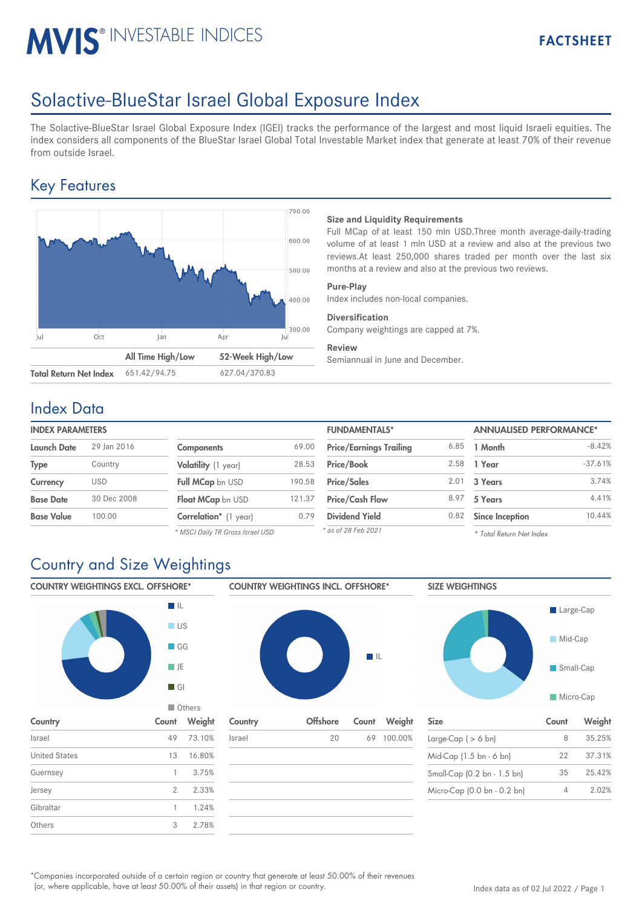# MVIS® INVESTABLE INDICES

FACTSHEET

# Solactive-BlueStar Israel Global Exposure Index

The Solactive-BlueStar Israel Global Exposure Index (IGEI) tracks the performance of the largest and most liquid Israeli equities. The index considers all components of the BlueStar Israel Global Total Investable Market index that generate at least 70% of their revenue from outside Israel.

## Key Features

| | All Time High/Low | 52-Week High/Low |
|---|---|---|
| Total Return Net Index | 651.42/94.75 | 627.04/370.83 |

**Size and Liquidity Requirements**
Full MCap of at least 150 mln USD.Three month average-daily-trading volume of at least 1 mln USD at a review and also at the previous two reviews.At least 250,000 shares traded per month over the last six months at a review and also at the previous two reviews.

**Pure-Play**
Index includes non-local companies.

**Diversification**
Company weightings are capped at 7%.

**Review**
Semiannual in June and December.

## Index Data

**INDEX PARAMETERS**

| | |
|---|---|
| Launch Date | 29 Jan 2016 |
| Type | Country |
| Currency | USD |
| Base Date | 30 Dec 2008 |
| Base Value | 100.00 |

| | |
|---|---|
| Components | 69.00 |
| Volatility (1 year) | 28.53 |
| Full MCap bn USD | 190.58 |
| Float MCap bn USD | 121.37 |
| Correlation* (1 year) | 0.79 |

*\* MSCI Daily TR Gross Israel USD*

**FUNDAMENTALS***

| | |
|---|---|
| Price/Earnings Trailing | 6.85 |
| Price/Book | 2.58 |
| Price/Sales | 2.01 |
| Price/Cash Flow | 8.97 |
| Dividend Yield | 0.82 |

*\* as of 28 Feb 2021*

**ANNUALISED PERFORMANCE***

| | |
|---|---|
| 1 Month | -8.42% |
| 1 Year | -37.61% |
| 3 Years | 3.74% |
| 5 Years | 4.41% |
| Since Inception | 10.44% |

*\* Total Return Net Index*

## Country and Size Weightings

**COUNTRY WEIGHTINGS EXCL. OFFSHORE***

| Country | Count | Weight |
|---|---|---|
| Israel | 49 | 73.10% |
| United States | 13 | 16.80% |
| Guernsey | 1 | 3.75% |
| Jersey | 2 | 2.33% |
| Gibraltar | 1 | 1.24% |
| Others | 3 | 2.78% |

**COUNTRY WEIGHTINGS INCL. OFFSHORE***

| Country | Offshore | Count | Weight |
|---|---|---|---|
| Israel | 20 | 69 | 100.00% |

**SIZE WEIGHTINGS**

| Size | Count | Weight |
|---|---|---|
| Large-Cap ( > 6 bn) | 8 | 35.25% |
| Mid-Cap (1.5 bn - 6 bn) | 22 | 37.31% |
| Small-Cap (0.2 bn - 1.5 bn) | 35 | 25.42% |
| Micro-Cap (0.0 bn - 0.2 bn) | 4 | 2.02% |

*Companies incorporated outside of a certain region or country that generate at least 50.00% of their revenues (or, where applicable, have at least 50.00% of their assets) in that region or country.

Index data as of 02 Jul 2022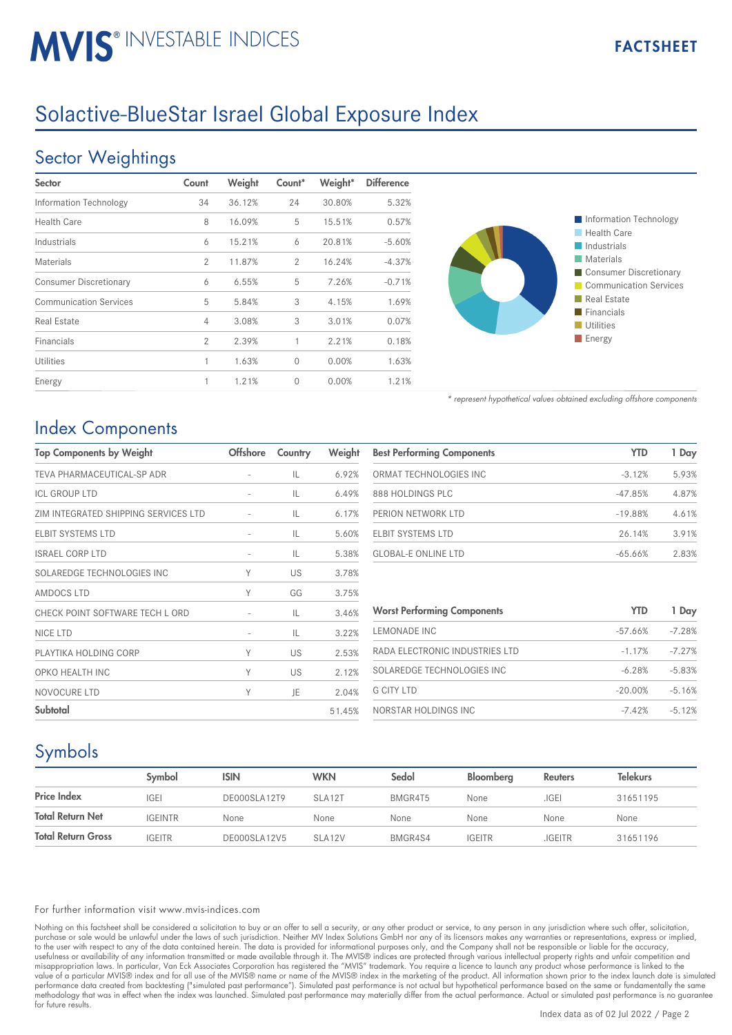# Solactive-BlueStar Israel Global Exposure Index

## Sector Weightings

| Sector | Count | Weight | Count* | Weight* | Difference |
|---|---|---|---|---|---|
| Information Technology | 34 | 36.12% | 24 | 30.80% | 5.32% |
| Health Care | 8 | 16.09% | 5 | 15.51% | 0.57% |
| Industrials | 6 | 15.21% | 6 | 20.81% | -5.60% |
| Materials | 2 | 11.87% | 2 | 16.24% | -4.37% |
| Consumer Discretionary | 6 | 6.55% | 5 | 7.26% | -0.71% |
| Communication Services | 5 | 5.84% | 3 | 4.15% | 1.69% |
| Real Estate | 4 | 3.08% | 3 | 3.01% | 0.07% |
| Financials | 2 | 2.39% | 1 | 2.21% | 0.18% |
| Utilities | 1 | 1.63% | 0 | 0.00% | 1.63% |
| Energy | 1 | 1.21% | 0 | 0.00% | 1.21% |

Information Technology
Health Care
Industrials
Materials
Consumer Discretionary
Communication Services
Real Estate
Financials
Utilities
Energy

*\* represent hypothetical values obtained excluding offshore components*

## Index Components

| Top Components by Weight | Offshore | Country | Weight |
|---|---|---|---|
| TEVA PHARMACEUTICAL-SP ADR | - | IL | 6.92% |
| ICL GROUP LTD | - | IL | 6.49% |
| ZIM INTEGRATED SHIPPING SERVICES LTD | - | IL | 6.17% |
| ELBIT SYSTEMS LTD | - | IL | 5.60% |
| ISRAEL CORP LTD | - | IL | 5.38% |
| SOLAREDGE TECHNOLOGIES INC | Y | US | 3.78% |
| AMDOCS LTD | Y | GG | 3.75% |
| CHECK POINT SOFTWARE TECH L ORD | - | IL | 3.46% |
| NICE LTD | - | IL | 3.22% |
| PLAYTIKA HOLDING CORP | Y | US | 2.53% |
| OPKO HEALTH INC | Y | US | 2.12% |
| NOVOCURE LTD | Y | JE | 2.04% |
| **Subtotal** | | | 51.45% |

| Best Performing Components | YTD | 1 Day |
|---|---|---|
| ORMAT TECHNOLOGIES INC | -3.12% | 5.93% |
| 888 HOLDINGS PLC | -47.85% | 4.87% |
| PERION NETWORK LTD | -19.88% | 4.61% |
| ELBIT SYSTEMS LTD | 26.14% | 3.91% |
| GLOBAL-E ONLINE LTD | -65.66% | 2.83% |

| Worst Performing Components | YTD | 1 Day |
|---|---|---|
| LEMONADE INC | -57.66% | -7.28% |
| RADA ELECTRONIC INDUSTRIES LTD | -1.17% | -7.27% |
| SOLAREDGE TECHNOLOGIES INC | -6.28% | -5.83% |
| G CITY LTD | -20.00% | -5.16% |
| NORSTAR HOLDINGS INC | -7.42% | -5.12% |

## Symbols

| | Symbol | ISIN | WKN | Sedol | Bloomberg | Reuters | Telekurs |
|---|---|---|---|---|---|---|---|
| **Price Index** | IGEI | DE000SLA12T9 | SLA12T | BMGR4T5 | None | .IGEI | 31651195 |
| **Total Return Net** | IGEINTR | None | None | None | None | None | None |
| **Total Return Gross** | IGEITR | DE000SLA12V5 | SLA12V | BMGR4S4 | IGEITR | .IGEITR | 31651196 |

For further information visit www.mvis-indices.com

Nothing on this factsheet shall be considered a solicitation to buy or an offer to sell a security, or any other product or service, to any person in any jurisdiction where such offer, solicitation, purchase or sale would be unlawful under the laws of such jurisdiction. Neither MV Index Solutions GmbH nor any of its licensors makes any warranties or representations, express or implied, to the user with respect to any of the data contained herein. The data is provided for informational purposes only, and the Company shall not be responsible or liable for the accuracy, usefulness or availability of any information transmitted or made available through it. The MVIS® indices are protected through various intellectual property rights and unfair competition and misappropriation laws. In particular, Van Eck Associates Corporation has registered the "MVIS" trademark. You require a licence to launch any product whose performance is linked to the value of a particular MVIS® index and for all use of the MVIS® name or name of the MVIS® index in the marketing of the product. All information shown prior to the index launch date is simulated performance data created from backtesting ("simulated past performance"). Simulated past performance is not actual but hypothetical performance based on the same or fundamentally the same methodology that was in effect when the index was launched. Simulated past performance may materially differ from the actual performance. Actual or simulated past performance is no guarantee for future results.

Index data as of 02 Jul 2022